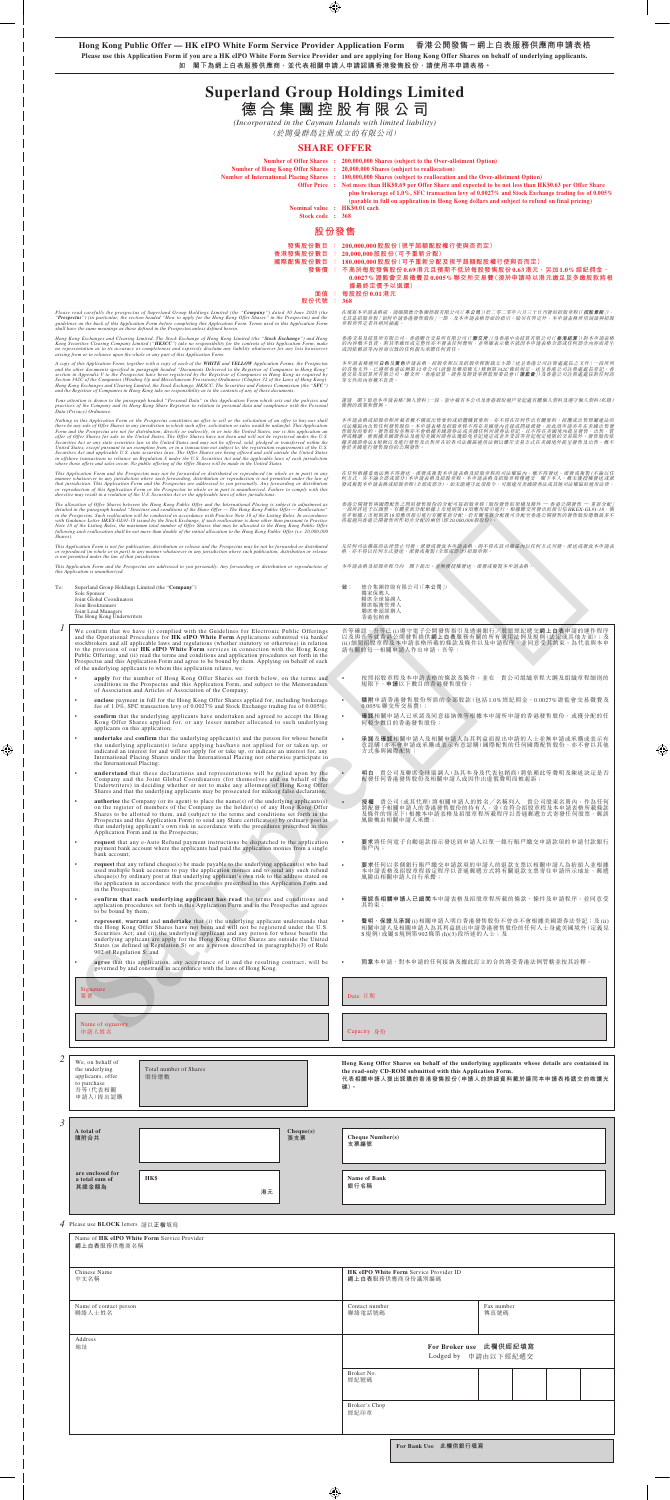**Hong Kong Public Offer — HK eIPO White Form Service Provider Application Form 香港公開發售－網上白表服務供應商申請表格**

**Please use this Application Form if you are a HK eIPO White Form Service Provider and are applying for Hong Kong Offer Shares on behalf of underlying applicants.**

**如 閣下為網上白表服務供應商，並代表相關申請人申請認購香港發售股份，請使用本申請表格。**

# Superland Group Holdings Limited

# 德合集團控股有限公司

*(Incorporated in the Cayman Islands with limited liability)*

*（於開曼群島註冊成立的有限公司）*

## SHARE OFFER

**Number of Offer Shares : 200,000,000 Shares (subject to the Over-allotment Option)**

**Number of Hong Kong Offer Shares : 20,000,000 Shares (subject to reallocation)**

**Number of International Placing Shares : 180,000,000 Shares (subject to reallocation and the Over-allotment Option)**

**Offer Price : Not more than HK$0.69 per Offer Share and expected to be not less than HK$0.63 per Offer Share plus brokerage of 1.0%, SFC transaction levy of 0.0027% and Stock Exchange trading fee of 0.005% (payable in full on application in Hong Kong dollars and subject to refund on final pricing)**

**Nominal value : HK$0.01 each**

**Stock code : 368**

## 股份發售

**發售股份數目 ： 200,000,000股股份（視乎超額配股權行使與否而定）**

**香港發售股份數目 ： 20,000,000股股份（可予重新分配）**

**國際配售股份數目 ： 180,000,000股股份（可予重新分配及視乎超額配股權行使與否而定）**

**發售價 ： 不高於每股發售股份0.69港元且預期不低於每股發售股份0.63港元，另加1.0%經紀佣金、0.0027%證監會交易徵費及0.005%聯交所交易費（須於申請時以港元繳足及多繳股款將予退還，惟須於定價後方可作實）**

**面值 ： 每股股份0.01港元**

**股份代號 ： 368**

*Please read carefully the prospectus of Superland Group Holdings Limited (the "Company") dated 30 June 2020 (the "Prospectus") (in particular, the section headed "How to apply for the Hong Kong Offer Shares" in the Prospectus) and the guidelines on the back of this Application Form before completing this Application Form. Terms used in this Application Form shall have the same meanings as those defined in the Prospectus unless defined herein.*

*在填寫本申請表格前，請細閱德合集團控股有限公司（「本公司」）日期為二零二零年六月三十日的招股章程（「招股章程」）（尤其是招股章程「如何申請香港發售股份」一節）及本申請表格背面的指引。除本申請表格另有界定外，本申請表格所用詞語與招股章程所界定者具有相同涵義。*

*Hong Kong Exchanges and Clearing Limited, The Stock Exchange of Hong Kong Limited (the "Stock Exchange") and Hong Kong Securities Clearing Company Limited ("HKSCC") take no responsibility for the contents of this Application Form, make no representation as to its accuracy or completeness and expressly disclaim any liability whatsoever for any loss howsoever arising from or in reliance upon the whole or any part of this Application Form.*

*香港交易及結算所有限公司、香港聯合交易所有限公司（「聯交所」）及香港中央結算有限公司（「香港結算」）對本申請表格的內容概不負責，對其準確性或完整性亦不發表任何聲明，並明確表示概不就因本申請表格全部或任何部分內容而產生或因依賴該等內容而引致的任何損失承擔任何責任。*

*A copy of this Application Form, together with a copy of each of the WHITE and YELLOW Application Forms, the Prospectus and the other documents specified in paragraph headed "Documents Delivered to the Registrar of Companies in Hong Kong" section in Appendix V to the Prospectus have been registered by the Registrar of Companies in Hong Kong as required by Section 342C of the Companies (Winding Up and Miscellaneous Provisions) Ordinance (Chapter 32 of the Laws of Hong Kong). Hong Kong Exchanges and Clearing Limited, the Stock Exchange, HKSCC, The Securities and Futures Commission (the "SFC") and the Registrar of Companies in Hong Kong take no responsibility as to the contents of any of these documents.*

*本申請表格連同白色及黃色申請表格、招股章程及招股章程附錄五「送呈香港公司註冊處處長之文件」一段所列的其他文件，已遵照香港法例第32章《公司（清盤及雜項條文）條例》第342C條的規定，送呈香港公司註冊處處長登記。香港交易及結算所有限公司、聯交所、香港結算、證券及期貨事務監察委員會（「證監會」）及香港公司註冊處處長對任何該等文件的內容概不負責。*

*Your attention is drawn to the paragraph headed "Personal Data" in this Application Form which sets out the policies and practices of the Company and its Hong Kong Share Registrar in relation to personal data and compliance with the Personal Data (Privacy) Ordinance.*

*謹請 閣下留意本申請表格「個人資料」一段，當中載有本公司及其香港股份過戶登記處有關個人資料及遵守《個人資料（私隱）條例》的政策和慣例。*

*Nothing in this Application Form or the Prospectus constitutes an offer to sell or the solicitation of an offer to buy nor shall there be any sale of Offer Shares in any jurisdiction in which such offer, solicitation or sales would be unlawful. This Application Form and the Prospectus are not for distribution, directly or indirectly, in or into the United States, nor is this application an offer of Offer Shares for sale in the United States. The Offer Shares have not been and will not be registered under the U.S. Securities Act or any state securities law in the United States and may not be offered, sold, pledged or transferred within the United States except pursuant to an exemption from, or in a transaction not subject to, the registration requirements of the U.S. Securities Act and applicable U.S. state securities laws. The Offer Shares are being offered and sold outside the United States in offshore transactions in reliance on Regulation S under the U.S. Securities Act and the applicable laws of each jurisdiction where those offers and sales occur. No public offering of the Offer Shares will be made in the United States.*

*本申請表格或招股章程所載者概不構成出售要約或要約購買的游說，而在任何作出有關要約、游說或出售即屬違法的司法權區內，概不得出售任何發售股份。本申請表格及招股章程不得在美國境內直接或間接派發，而此項申請亦非在美國出售發售股份的要約。發售股份並無亦不會根據美國證券法或美國任何州證券法登記，且不得在美國境內提呈發售、出售、抵押或轉讓，惟根據美國證券法及適用美國州證券法的登記規定獲豁免或並非受該等登記規定規限的交易除外。發售股份僅依據美國證券法S規例及進行有關發售及出售的各司法權區的適用法律以離岸交易方式在美國境外提呈發售及出售。發售股份不會在美國進行公開發售。*

*This Application Form and the Prospectus are not to be forwarded or distributed or reproduced (in whole or in part) in any manner whatsoever in any jurisdiction where such forwarding, distribution or reproduction is not permitted under the law of that jurisdiction. This Application Form and the Prospectus are addressed to you personally. Any forwarding or distribution or reproduction of this Application Form or the Prospectus in whole or in part is unauthorised. Failure to comply with this directive may result in a violation of the U.S. Securities Act or the applicable laws of other jurisdictions.*

*在任何根據當地法例不得發送、派發或複製本申請表格及招股章程的司法權區內，概不得發送、派發或複製（不論以任何方式，亦不論全部或部分）本申請表格及招股章程。本申請表格及招股章程僅致予 閣下本人。概不得發送或派發或複製本申請表格或招股章程的全部或任何部分。如未能遵守此項指令，可能違反美國證券法或其他司法權區的適用法律。*

*The allocation of Offer Shares between the Hong Kong Public Offer and the International Placing is subject to adjustment as detailed in the paragraph headed "Structure and conditions of the Share Offer — The Hong Kong Public Offer — Reallocation" in the Prospectus. Such reallocation will be conducted in accordance with Practice Note 18 of the Listing Rules. In accordance with Guidance Letter HKEX-GL91-18 issued by the Stock Exchange, if such reallocation is done other than pursuant to Practice Note 18 of the Listing Rules, the maximum total number of Offer Shares that may be allocated to the Hong Kong Public Offer following such reallocation shall be not more than double the initial allocation to the Hong Kong Public Offer (i.e. 40,000,000 Shares).*

*香港公開發售與國際配售之間的發售股份分配可按招股章程「股份發售的架構及條件－香港公開發售－重新分配」一段所述予以調整。有關重新分配將根據上市規則第18項應用指引進行。根據聯交所發出的指引信HKEX-GL91-18，倘並非根據上市規則第18項應用指引進行重新分配，則於該等重新分配後可分配至香港公開發售的發售股份總數最多不得超過香港公開發售初始分配的兩倍（即40,000,000股股份）。*

*This Application Form is not for publication, distribution or release and the Prospectus may be not be forwarded or distributed or reproduced (in whole or in part) in any manner whatsoever in any jurisdiction where such publication, distribution or release is not permitted under the law of that jurisdiction.*

*在任何根據當地法例不得發佈、派發或公佈本申請表格的司法權區內，概不得發佈、派發或公佈本申請表格，亦不得以任何方式發送、派發或複製（全部或部分）招股章程。*

*This Application Form and the Prospectus are addressed to you personally. Any forwarding or distribution or reproduction of this Application is unauthorised.*

*本申請表格及招股章程僅致予閣下本人。概不得發送、派發或複製本申請表格。*

To: Superland Group Holdings Limited (the "Company")
Sole Sponsor
Joint Global Coordinators
Joint Bookrunners
Joint Lead Managers
The Hong Kong Underwriters

致： 德合集團控股有限公司（「本公司」）
獨家保薦人
聯席全球協調人
聯席賬簿管理人
聯席牽頭經辦人
香港包銷商

**1**

We confirm that we have (i) complied with the Guidelines for Electronic Public Offerings and the Operational Procedures for **HK eIPO White Form** applications submitted via banks/stockbrokers and all applicable laws and regulations (whether statutory or otherwise) in relation to the provision of our **HK eIPO White Form** services in connection with the Hong Kong Public Offering; and (ii) read the terms and conditions and application procedures set forth in the Prospectus and this Application Form and agree to be bound by them. Applying on behalf of each of the underlying applicants to whom this application relates, we:

- **apply** for the number of Hong Kong Offer Shares set out below, on the terms and conditions in the Prospectus and this Application Form, and subject to the Memorandum of Association and Articles of Association of the Company;
- **enclose** payment in full for the Hong Kong Offer Shares applied for, including brokerage fee of 1.0%, SFC transaction levy of 0.0027% and Stock Exchange trading fee of 0.005%;
- **confirm** that the underlying applicants have undertaken and agreed to accept the Hong Kong Offer Shares applied for, or any lesser number allocated to such underlying applicants on this application;
- **undertake and confirm** that the underlying applicant(s) and the person for whose benefit the underlying applicant(s) is/are applying has/have not applied for or taken up, or indicated an interest for and will not apply for or take up, or indicate an interest for, any International Placing Shares under the International Placing nor otherwise participate in the International Placing;
- **understand** that these declarations and representations will be relied upon by the Company and the Joint Global Coordinators (for themselves and on behalf of the Underwriters) in deciding whether or not to make any allotment of Hong Kong Offer Shares and that the underlying applicants may be prosecuted for making false declarations;
- **authorise** the Company (or its agent) to place the name(s) of the underlying applicant(s) on the register of members of the Company as the holder(s) of any Hong Kong Offer Shares to be allotted to them, and (subject to the terms and conditions set forth in the Prospectus and this Application Form) to send any Share certificate(s) by ordinary post at that underlying applicant's own risk in accordance with the procedures prescribed in this Application Form and in the Prospectus;
- **request** that any e-Auto Refund payment instructions be dispatched to the application payment bank account where the applicants had paid the application monies from a single bank account;
- **request** that any refund cheque(s) be made payable to the underlying applicant(s) who had used multiple bank accounts to pay the application monies and to send any such refund cheque(s) by ordinary post at that underlying applicant's own risk to the address stated on the application in accordance with the procedures prescribed in this Application Form and in the Prospectus;
- **confirm that each underlying applicant has read** the terms and conditions and application procedures set forth in this Application Form and in the Prospectus and agrees to be bound by them;
- **represent, warrant and undertake** that (i) the underlying applicant understands that the Hong Kong Offer Shares have not been and will not be registered under the U.S. Securities Act; and (ii) the underlying applicant and any persons for whose benefit the underlying applicant are apply for the Hong Kong Offer Shares are outside the United States (as defined in Regulation S) or are a person described in paragraph(h)(3) of Rule 902 of Regulation S; and
- **agree** that this application, any acceptance of it and the resulting contract, will be governed by and construed in accordance with the laws of Hong Kong.

吾等確認，吾等已(i)遵守電子公開發售指引及透過銀行／股票經紀遞交**網上白表**申請的運作程序以及與吾等就香港公開發售提供**網上白表**服務有關的所有適用法律及規例（法定或其他方面）；及(ii)細閱招股章程及本申請表格所載的條款及條件以及申請程序，並同意受其約束。為代表與本申請有關的每一相關申請人作出申請，吾等：

- 按照招股章程及本申請表格的條款及條件，並在 貴公司組織章程大綱及細則規限下，**申請**以下數目的香港發售股份；
- **隨附**申請香港發售股份所需的全部股款（包括1.0%經紀佣金、0.0027%證監會交易徵費及0.005%聯交所交易費）；
- **確認**相關申請人已承諾及同意接納彼等根據本申請所申請的香港發售股份，或獲分配的任何較少數目的香港發售股份；
- **承諾及確認**相關申請人及相關申請人為其利益而提出申請的人士並無申請或承購或表示有意認購（亦不會申請或承購或表示有意認購）國際配售的任何國際配售股份，亦不會以其他方式參與國際配售；
- **明白** 貴公司及聯席全球協調人（為其本身及代表包銷商）將依賴此等聲明及陳述而決定是否配發任何香港發售股份予相關申請人，而作出虛假聲明的相關申請人可能會遭檢控；
- **授權** 貴公司（或其代理）將相關申請人的姓名／名稱列入 貴公司股東名冊內，作為任何將配發予相關申請人的香港發售股份的持有人，並（在符合招股章程及本申請表格所載條款及條件的情況下）根據本申請表格及招股章程所載程序以普通郵遞方式寄發任何股票，郵誤風險概由相關申請人承擔；
- **要求**將任何電子自動退款指示發送到申請人以單一銀行賬戶繳交申請股款的申請付款銀行賬戶內；
- **要求**任何以多個銀行賬戶繳交申請股款的相關申請人為抬頭人，並根據本申請表格及招股章程所述程序以普通郵遞方式將任何有關退款支票寄往申請所示地址，郵誤風險概由相關申請人自行承擔；
- **確認各相關申請人已細閱**本申請表格及招股章程所載的條款及條件以及申請程序，並同意受其約束；
- **聲明、保證及承諾**(i)相關申請人明白香港發售股份不曾亦不會根據美國證券法登記；及(ii)相關申請人及相關申請人為其利益而申請香港發售股份的任何人士身處美國境外（定義見S規例）或屬S規例第902條第(h)(3)段所述的人士；及
- **同意**本申請、對本申請的任何接納及因此訂立的合約將受香港法例管轄並按其詮釋。

| Signature 簽名 | | Date 日期 | |
|---|---|---|---|
| Name of signatory 申請人姓名 | | Capacity 身份 | |

**2**

| We, on behalf of the underlying applicants, offer to purchase 吾等（代表相關申請人）提出認購 | Total number of Shares 股份總數 | Hong Kong Offer Shares on behalf of the underlying applicants whose details are contained in the read-only CD-ROM submitted with this Application Form. 代表相關申請人提出認購的香港發售股份（申請人的詳細資料載於連同本申請表格遞交的唯讀光碟）。 |
|---|---|---|

**3**

| A total of 隨附合共 | | Cheque(s) 張支票 | Cheque Number(s) 支票編號 |
|---|---|---|---|
| are enclosed for a total sum of 其總金額為 | HK$ 港元 | | Name of Bank 銀行名稱 |

**4** Please use **BLOCK** letters 請以正楷填寫

| Name of **HK eIPO White Form** Service Provider 網上白表服務供應商名稱 | | | |
|---|---|---|---|
| Chinese Name 中文名稱 | | **HK eIPO White Form** Service Provider ID 網上白表服務供應商身份識別編碼 | |
| Name of contact person 聯絡人士姓名 | | Contact number 聯絡電話號碼 | Fax number 傳真號碼 |
| Address 地址 | | **For Broker use 此欄供經紀填寫** Lodged by 申請由以下經紀遞交 | |
| | | Broker No. 經紀號碼 | |
| | | Broker's Chop 經紀印章 | |

**For Bank Use 此欄供銀行填寫**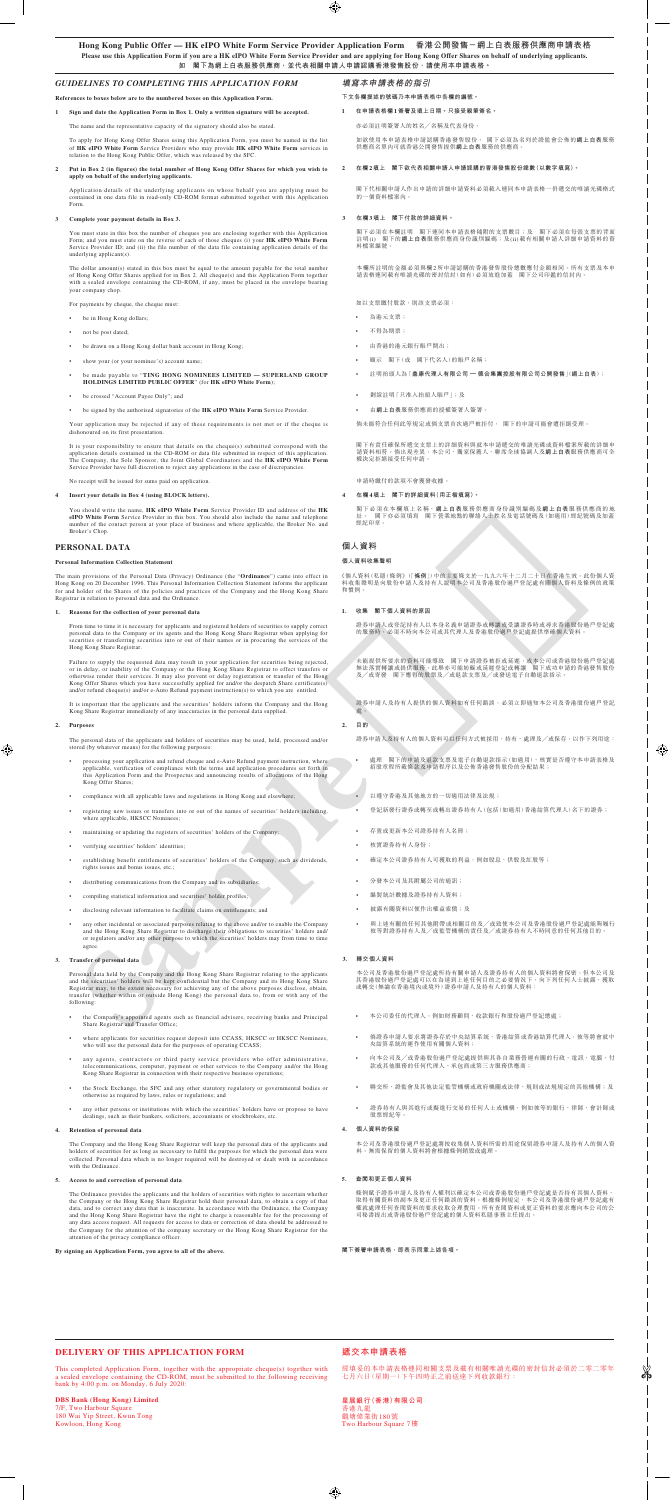# Hong Kong Public Offer — HK eIPO White Form Service Provider Application Form 香港公開發售—網上白表服務供應商申請表格

**Please use this Application Form if you are a HK eIPO White Form Service Provider and are applying for Hong Kong Offer Shares on behalf of underlying applicants.**
**如 閣下為網上白表服務供應商，並代表相關申請人申請認購香港發售股份，請使用本申請表格。**

## GUIDELINES TO COMPLETING THIS APPLICATION FORM

**References to boxes below are to the numbered boxes on this Application Form.**

**1 Sign and date the Application Form in Box 1. Only a written signature will be accepted.**

The name and the representative capacity of the signatory should also be stated.

To apply for Hong Kong Offer Shares using this Application Form, you must be named in the list of **HK eIPO White Form** Service Providers who may provide **HK eIPO White Form** services in relation to the Hong Kong Public Offer, which was released by the SFC.

**2 Put in Box 2 (in figures) the total number of Hong Kong Offer Shares for which you wish to apply on behalf of the underlying applicants.**

Application details of the underlying applicants on whose behalf you are applying must be contained in one data file in read-only CD-ROM format submitted together with this Application Form.

**3 Complete your payment details in Box 3.**

You must state in this box the number of cheques you are enclosing together with this Application Form; and you must state on the reverse of each of those cheque(s) (i) your **HK eIPO White Form** Service Provider ID; and (ii) the file number of the data file containing application details of the underlying applicant(s).

The dollar amount(s) stated in this box must be equal to the amount payable for the total number of Hong Kong Offer Shares applied for in Box 2. All cheque(s) and this Application Form together with a sealed envelope containing the CD-ROM, if any, must be placed in the envelope bearing your company chop.

For payments by cheque, the cheque must:

- be in Hong Kong dollars;
- not be post dated;
- be drawn on a Hong Kong dollar bank account in Hong Kong;
- show your (or your nominee's) account name;
- be made payable to "**TING HONG NOMINEES LIMITED — SUPERLAND GROUP HOLDINGS LIMITED PUBLIC OFFER**" (for **HK eIPO White Form**);
- be crossed "Account Payee Only"; and
- be signed by the authorised signatories of the **HK eIPO White Form** Service Provider.

Your application may be rejected if any of these requirements is not met or if the cheque is dishonoured on its first presentation.

It is your responsibility to ensure that details on the cheque(s) submitted correspond with the application details contained in the CD-ROM or data file submitted in respect of this application. The Company, the Sole Sponsor, the Joint Global Coordinators and the **HK eIPO White Form** Service Provider have full discretion to reject any applications in the case of discrepancies.

No receipt will be issued for sums paid on application.

**4 Insert your details in Box 4 (using BLOCK letters).**

You should write the name, **HK eIPO White Form** Service Provider ID and address of the **HK eIPO White Form** Service Provider in this box. You should also include the name and telephone number of the contact person at your place of business and where applicable, the Broker No. and Broker's Chop.

## 填寫本申請表格的指引

**下文各欄提述的號碼乃本申請表格中各欄的編號。**

**1 在申請表格欄1簽署及填上日期。只接受親筆簽名。**

亦必須註明簽署人的姓名╱名稱及代表身份。

如欲使用本申請表格申請認購香港發售股份， 閣下必須為名列於證監會公佈的**網上白表**服務供應商名單內可就香港公開發售提供**網上白表**服務的供應商。

**2 在欄2填上 閣下欲代表相關申請人申請認購的香港發售股份總數（以數字填寫）。**

閣下代相關申請人作出申請的詳細申請資料必須載入連同本申請表格一併遞交的唯讀光碟格式的一個資料檔案內。

**3 在欄3填上 閣下付款的詳細資料。**

閣下必須在本欄註明 閣下連同本申請表格遞交的支票數目；及 閣下必須在每張支票的背面註明(i) 閣下的**網上白表**服務供應商身份識別編號；及(ii)載有相關申請人詳細申請資料的資料檔案編號。

本欄所註明的金額必須與欄2所申請認購的香港發售股份總數應付金額相同。所有支票及本申請表格連同載有唯讀光碟的密封信封（如有）必須放進印有 閣下公司印鑑的信封內。

如以支票繳付股款，則該支票必須：

- 為港元支票；
- 不得為期票；
- 由香港的港元銀行賬戶開出；
- 顯示 閣下（或 閣下代名人）的賬戶名稱；
- 註明抬頭人為「**鼎康代理人有限公司 — 偉金集團控股有限公司公開發售**」（**網上白表**）；
- 劃線註明「只准入抬頭人賬戶」；及
- 由**網上白表**服務供應商的授權簽署人簽署。

倘未能符合任何此等規定或倘支票首次過戶遭拒付， 閣下的申請可能會遭拒絕受理。

閣下有責任確保所遞交支票上的詳細資料與就本申請遞交的唯讀光碟或資料檔案所載的詳細申請資料相符。倘出現差異，本公司、獨家保薦人、聯席全球協調人及**網上白表**服務供應商可全權酌情拒絕受理任何申請。

申請時繳付的款項不會獲發收據。

**4 在欄4填上 閣下的詳細資料（用正楷填寫）。**

閣下必須在本欄填上名稱、**網上白表**服務供應商身份識別編號及**網上白表**服務供應商的地址。 閣下亦須填寫 閣下營業地點的聯絡人士姓名及電話號碼及（如適用）經紀號碼及加蓋經紀印章。

## PERSONAL DATA

### Personal Information Collection Statement

The main provisions of the Personal Data (Privacy) Ordinance (the "**Ordinance**") came into effect in Hong Kong on 20 December 1996. This Personal Information Collection Statement informs the applicant for and holder of the Shares of the policies and practices of the Company and the Hong Kong Share Registrar in relation to personal data and the Ordinance.

**1. Reasons for the collection of your personal data**

From time to time it is necessary for applicants and registered holders of securities to supply correct personal data to the Company or its agents and the Hong Kong Share Registrar when applying for securities or transferring securities into or out of their names or in procuring the services of the Hong Kong Share Registrar.

Failure to supply the requested data may result in your application for securities being rejected, or in delay, or inability of the Company or the Hong Kong Share Registrar to effect transfers or otherwise render their services. It may also prevent or delay registration or transfer of the Hong Kong Offer Shares which you have successfully applied for and/or the despatch Share certificate(s) and/or refund cheque(s) and/or e-Auto Refund payment instruction(s) to which you are entitled.

It is important that the applicants and the holders of securities inform the Company and the Hong Kong Share Registrar immediately of any inaccuracies in the personal data supplied.

**2. Purposes**

The personal data of the applicants and holders of securities may be used, held, processed and/or stored (by whatever means) for the following purposes:

- processing your application and refund cheque and e-Auto Refund payment instruction, where applicable, verification of compliance with the terms and application procedures set out in this Application Form and the Prospectus and announcing results of allocations of the Hong Kong Offer Shares;
- compliance with all applicable laws and regulations in Hong Kong and elsewhere;
- registering new issues or transfers into or out of the names of securities' holders including, where applicable, HKSCC Nominees;
- maintaining or updating the registers of securities' holders of the Company;
- verifying securities' holders' identities;
- establishing benefit entitlements of securities' holders of the Company, such as dividends, rights issues and bonus issues, etc.;
- distributing communications from the Company and its subsidiaries;
- compiling statistical information and securities' holder profiles;
- disclosing relevant information to facilitate claims on entitlements; and
- any other incidental or associated purposes relating to the above and/or to enable the Company and the Hong Kong Share Registrar to discharge their obligations to securities' holders and/or regulators and/or any other purpose to which the securities' holders may from time to time agree.

**3. Transfer of personal data**

Personal data held by the Company and the Hong Kong Share Registrar relating to the applicants and the securities' holders will be kept confidential but the Company and its Hong Kong Share Registrar may, to the extent necessary for achieving any of the above purposes disclose, obtain, transfer (whether within or outside Hong Kong) the personal data to, from or with any of the following:

- the Company's appointed agents such as financial advisers, receiving banks and Principal Share Registrar and Transfer Office;
- where applicants for securities request deposit into CCASS, HKSCC or HKSCC Nominees, who will use the personal data for the purposes of operating CCASS;
- any agents, contractors or third party service providers who offer administrative, telecommunications, computer, payment or other services to the Company and/or the Hong Kong Share Registrar in connection with their respective business operations;
- the Stock Exchange, the SFC and any other statutory regulatory or governmental bodies or otherwise as required by laws, rules or regulations; and
- any other persons or institutions with which the securities' holders have or propose to have dealings, such as their bankers, solicitors, accountants or stockbrokers, etc.

**4. Retention of personal data**

The Company and the Hong Kong Share Registrar will keep the personal data of the applicants and holders of securities for as long as necessary to fulfil the purposes for which the personal data were collected. Personal data which is no longer required will be destroyed or dealt with in accordance with the Ordinance.

**5. Access to and correction of personal data**

The Ordinance provides the applicants and the holders of securities with rights to ascertain whether the Company or the Hong Kong Share Registrar hold their personal data, to obtain a copy of that data, and to correct any data that is inaccurate. In accordance with the Ordinance, the Company and the Hong Kong Share Registrar have the right to charge a reasonable fee for the processing of any data access request. All requests for access to data or correction of data should be addressed to the Company for the attention of the company secretary or the Hong Kong Share Registrar for the attention of the privacy compliance officer.

**By signing an Application Form, you agree to all of the above.**

## 個人資料

### 個人資料收集聲明

《個人資料（私隱）條例》（「**條例**」）中的主要條文於一九九六年十二月二十日在香港生效。此份個人資料收集聲明是向股份申請人及持有人說明本公司及香港股份過戶登記處有關個人資料及條例的政策和慣例。

**1. 收集 閣下個人資料的原因**

證券申請人或登記持有人以本身名義申請證券或轉讓或受讓證券時或尋求香港股份過戶登記處的服務時，必須不時向本公司或其代理人及香港股份過戶登記處提供準確個人資料。

未能提供所要求的資料可能導致 閣下申請證券被拒或延遲，或本公司或香港股份過戶登記處無法落實轉讓或提供服務。此舉亦可能妨礙或延遲登記或轉讓 閣下成功申請的香港發售股份及╱或寄發 閣下應得的股票及╱或退款支票及╱或發送電子自動退款指示。

證券申請人及持有人提供的個人資料如有任何錯誤，必須立即知會本公司及香港股份過戶登記處。

**2. 目的**

證券申請人及持有人的個人資料可以任何方式被採用、持有、處理及╱或保存，以作下列用途：

- 處理 閣下的申請及退款支票及電子自動退款指示（如適用）、核實是否遵守本申請表格及招股章程所載條款及申請程序以及公佈香港發售股份的分配結果；
- 遵守香港及其他地區的一切適用法律及法規；
- 登記新發行證券或轉讓或轉出證券持有人（包括（如適用）香港結算代理人）名下的證券；
- 存置或更新本公司證券持有人名冊；
- 核實證券持有人身份；
- 確定本公司證券持有人可獲取的利益，例如股息、供股及紅股等；
- 分發本公司及其附屬公司的通訊；
- 編製統計數據及證券持有人資料；
- 披露有關資料以便作出權益索償；及
- 與上述有關的任何其他附帶或相關目的及╱或使本公司及香港股份過戶登記處能夠履行彼等對證券持有人及╱或監管機構的責任及╱或證券持有人不時同意的任何其他目的。

**3. 轉交個人資料**

本公司及香港股份過戶登記處所持有關申請人及證券持有人的個人資料將會保密，但本公司及其香港股份過戶登記處可以在為達到上述任何目的之必要情況下，向下列任何人士披露、獲取或轉交（無論在香港境內或境外）證券申請人及持有人的個人資料：

- 本公司委任的代理人，例如財務顧問、收款銀行和主要股份過戶登記總處；
- 如證券申請人要求將證券存於中央結算系統，香港結算或香港結算代理人，彼等將會就中央結算系統的運作使用有關個人資料；
- 向本公司及╱或香港股份過戶登記處提供與其各自業務營運有關的行政、電訊、電腦、付款或其他服務的任何代理人、承包商或第三方服務供應商；
- 聯交所、證監會及其他法定監管機構或政府機關或法律、規則或法規規定的其他機構；及
- 證券持有人與其進行或擬進行交易的任何人士或機構，例如彼等的銀行、律師、會計師或股票經紀等。

**4. 個人資料的保留**

本公司及香港股份過戶登記處將按收集個人資料所需的用途保留證券申請人及持有人的個人資料。無需保留的個人資料將會根據條例銷毀或處理。

**5. 查閱和更正個人資料**

條例賦予證券申請人及持有人權利以確定本公司或香港股份過戶登記處是否持有其個人資料，並索取有關資料的副本以及更正任何錯誤資料。根據條例規定，本公司及香港股份過戶登記處有權就處理任何查閱資料的要求收取合理費用。所有查閱資料或更正資料的要求應向本公司的公司秘書或香港股份過戶登記處的個人資料私隱事務主任提出。

**閣下簽署申請表格，即表示同意上述各項。**

## DELIVERY OF THIS APPLICATION FORM

This completed Application Form, together with the appropriate cheque(s) together with a sealed envelope containing the CD-ROM, must be submitted to the following receiving bank by 4:00 p.m. on Monday, 6 July 2020:

**DBS Bank (Hong Kong) Limited**
7/F, Two Harbour Square
180 Wai Yip Street, Kwun Tong
Kowloon, Hong Kong

## 遞交本申請表格

經填妥的本申請表格連同相關支票及載有相關唯讀光碟的密封信封必須於二零二零年七月六日（星期一）下午四時正之前送達下列收款銀行：

**星展銀行（香港）有限公司**
香港九龍
觀塘偉業街180號
Two Harbour Square 7樓